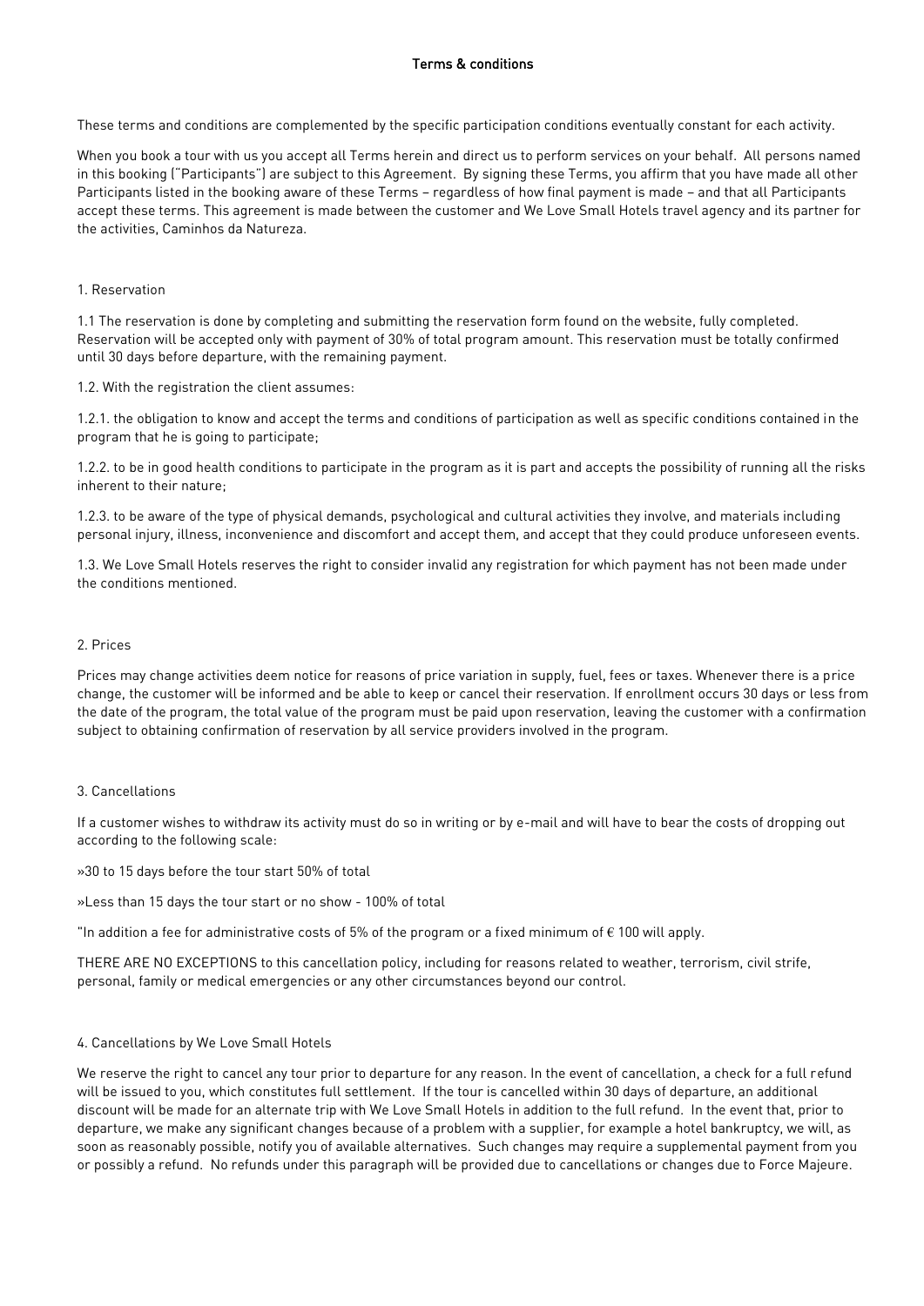# Terms & conditions

These terms and conditions are complemented by the specific participation conditions eventually constant for each activity.

When you book a tour with us you accept all Terms herein and direct us to perform services on your behalf. All persons named in this booking ("Participants") are subject to this Agreement. By signing these Terms, you affirm that you have made all other Participants listed in the booking aware of these Terms – regardless of how final payment is made – and that all Participants accept these terms. This agreement is made between the customer and We Love Small Hotels travel agency and its partner for the activities, Caminhos da Natureza.

## 1. Reservation

1.1 The reservation is done by completing and submitting the reservation form found on the website, fully completed. Reservation will be accepted only with payment of 30% of total program amount. This reservation must be totally confirmed until 30 days before departure, with the remaining payment.

1.2. With the registration the client assumes:

1.2.1. the obligation to know and accept the terms and conditions of participation as well as specific conditions contained in the program that he is going to participate;

1.2.2. to be in good health conditions to participate in the program as it is part and accepts the possibility of running all the risks inherent to their nature;

1.2.3. to be aware of the type of physical demands, psychological and cultural activities they involve, and materials including personal injury, illness, inconvenience and discomfort and accept them, and accept that they could produce unforeseen events.

1.3. We Love Small Hotels reserves the right to consider invalid any registration for which payment has not been made under the conditions mentioned.

## 2. Prices

Prices may change activities deem notice for reasons of price variation in supply, fuel, fees or taxes. Whenever there is a price change, the customer will be informed and be able to keep or cancel their reservation. If enrollment occurs 30 days or less from the date of the program, the total value of the program must be paid upon reservation, leaving the customer with a confirmation subject to obtaining confirmation of reservation by all service providers involved in the program.

## 3. Cancellations

If a customer wishes to withdraw its activity must do so in writing or by e-mail and will have to bear the costs of dropping out according to the following scale:

»30 to 15 days before the tour start 50% of total

»Less than 15 days the tour start or no show - 100% of total

"In addition a fee for administrative costs of 5% of the program or a fixed minimum of € 100 will apply.

THERE ARE NO EXCEPTIONS to this cancellation policy, including for reasons related to weather, terrorism, civil strife, personal, family or medical emergencies or any other circumstances beyond our control.

## 4. Cancellations by We Love Small Hotels

We reserve the right to cancel any tour prior to departure for any reason. In the event of cancellation, a check for a full refund will be issued to you, which constitutes full settlement. If the tour is cancelled within 30 days of departure, an additional discount will be made for an alternate trip with We Love Small Hotels in addition to the full refund. In the event that, prior to departure, we make any significant changes because of a problem with a supplier, for example a hotel bankruptcy, we will, as soon as reasonably possible, notify you of available alternatives. Such changes may require a supplemental payment from you or possibly a refund. No refunds under this paragraph will be provided due to cancellations or changes due to Force Majeure.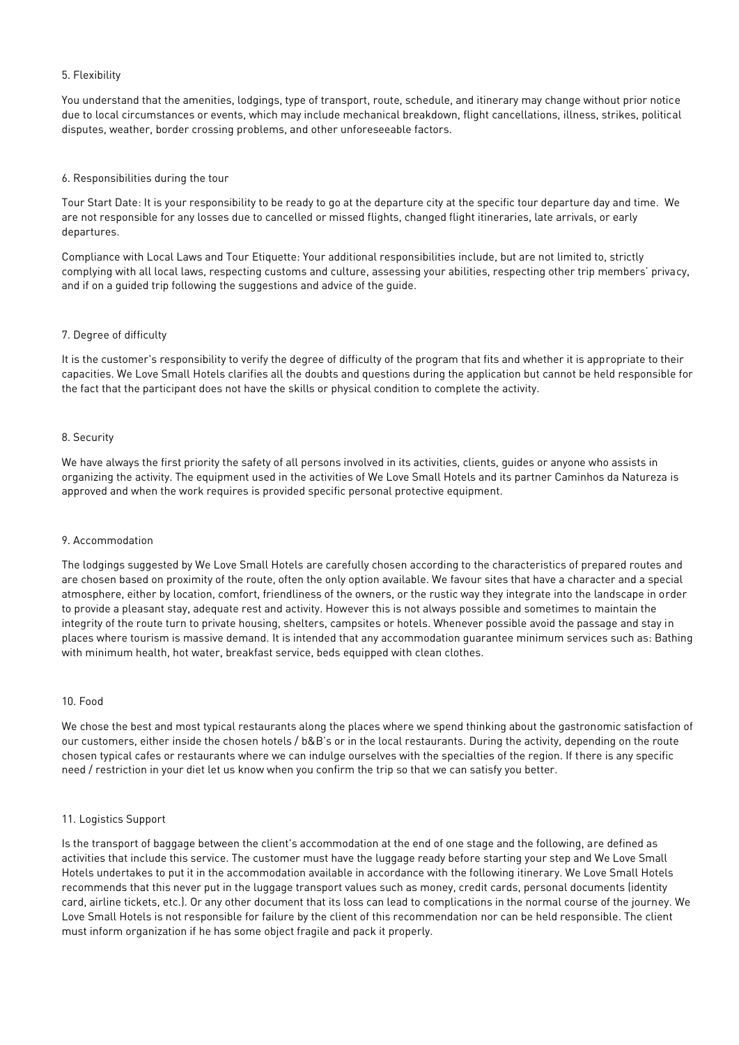## 5. Flexibility

You understand that the amenities, lodgings, type of transport, route, schedule, and itinerary may change without prior notice due to local circumstances or events, which may include mechanical breakdown, flight cancellations, illness, strikes, political disputes, weather, border crossing problems, and other unforeseeable factors.

## 6. Responsibilities during the tour

Tour Start Date: It is your responsibility to be ready to go at the departure city at the specific tour departure day and time. We are not responsible for any losses due to cancelled or missed flights, changed flight itineraries, late arrivals, or early departures.

Compliance with Local Laws and Tour Etiquette: Your additional responsibilities include, but are not limited to, strictly complying with all local laws, respecting customs and culture, assessing your abilities, respecting other trip members' privacy, and if on a guided trip following the suggestions and advice of the guide.

## 7. Degree of difficulty

It is the customer's responsibility to verify the degree of difficulty of the program that fits and whether it is appropriate to their capacities. We Love Small Hotels clarifies all the doubts and questions during the application but cannot be held responsible for the fact that the participant does not have the skills or physical condition to complete the activity.

## 8. Security

We have always the first priority the safety of all persons involved in its activities, clients, guides or anyone who assists in organizing the activity. The equipment used in the activities of We Love Small Hotels and its partner Caminhos da Natureza is approved and when the work requires is provided specific personal protective equipment.

## 9. Accommodation

The lodgings suggested by We Love Small Hotels are carefully chosen according to the characteristics of prepared routes and are chosen based on proximity of the route, often the only option available. We favour sites that have a character and a special atmosphere, either by location, comfort, friendliness of the owners, or the rustic way they integrate into the landscape in order to provide a pleasant stay, adequate rest and activity. However this is not always possible and sometimes to maintain the integrity of the route turn to private housing, shelters, campsites or hotels. Whenever possible avoid the passage and stay in places where tourism is massive demand. It is intended that any accommodation guarantee minimum services such as: Bathing with minimum health, hot water, breakfast service, beds equipped with clean clothes.

## 10. Food

We chose the best and most typical restaurants along the places where we spend thinking about the gastronomic satisfaction of our customers, either inside the chosen hotels / b&B's or in the local restaurants. During the activity, depending on the route chosen typical cafes or restaurants where we can indulge ourselves with the specialties of the region. If there is any specific need / restriction in your diet let us know when you confirm the trip so that we can satisfy you better.

## 11. Logistics Support

Is the transport of baggage between the client's accommodation at the end of one stage and the following, are defined as activities that include this service. The customer must have the luggage ready before starting your step and We Love Small Hotels undertakes to put it in the accommodation available in accordance with the following itinerary. We Love Small Hotels recommends that this never put in the luggage transport values such as money, credit cards, personal documents (identity card, airline tickets, etc.). Or any other document that its loss can lead to complications in the normal course of the journey. We Love Small Hotels is not responsible for failure by the client of this recommendation nor can be held responsible. The client must inform organization if he has some object fragile and pack it properly.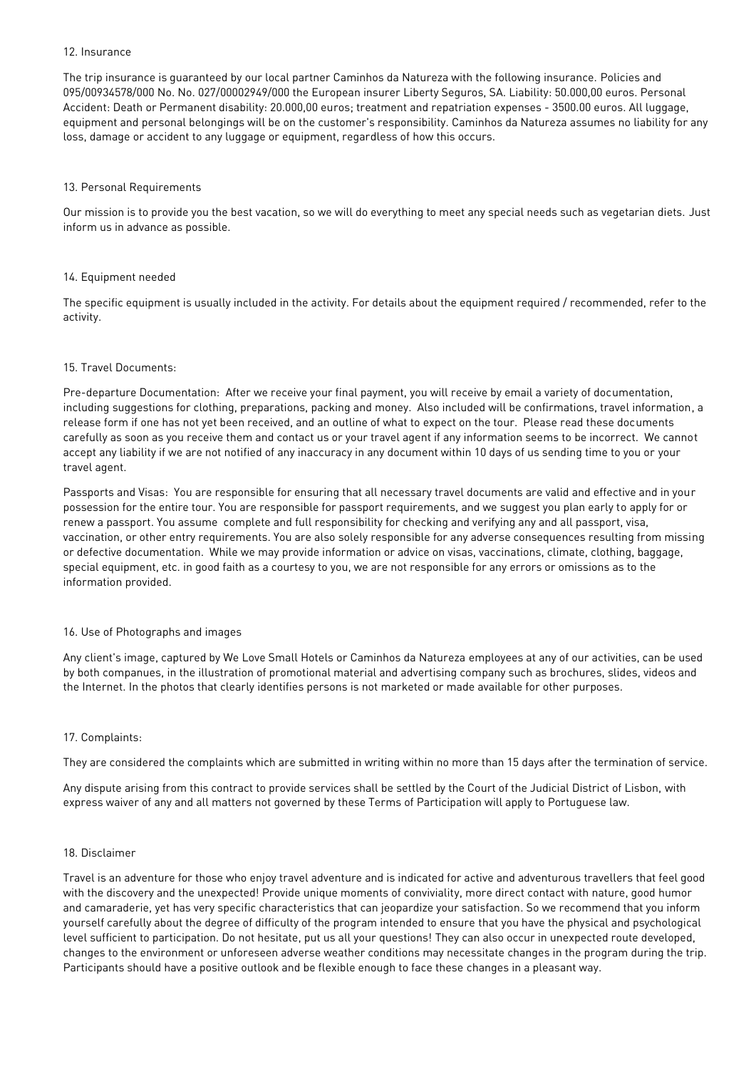## 12. Insurance

The trip insurance is guaranteed by our local partner Caminhos da Natureza with the following insurance. Policies and 095/00934578/000 No. No. 027/00002949/000 the European insurer Liberty Seguros, SA. Liability: 50.000,00 euros. Personal Accident: Death or Permanent disability: 20.000,00 euros; treatment and repatriation expenses - 3500.00 euros. All luggage, equipment and personal belongings will be on the customer's responsibility. Caminhos da Natureza assumes no liability for any loss, damage or accident to any luggage or equipment, regardless of how this occurs.

## 13. Personal Requirements

Our mission is to provide you the best vacation, so we will do everything to meet any special needs such as vegetarian diets. Just inform us in advance as possible.

## 14. Equipment needed

The specific equipment is usually included in the activity. For details about the equipment required / recommended, refer to the activity.

## 15. Travel Documents:

Pre-departure Documentation: After we receive your final payment, you will receive by email a variety of documentation, including suggestions for clothing, preparations, packing and money. Also included will be confirmations, travel information, a release form if one has not yet been received, and an outline of what to expect on the tour. Please read these documents carefully as soon as you receive them and contact us or your travel agent if any information seems to be incorrect. We cannot accept any liability if we are not notified of any inaccuracy in any document within 10 days of us sending time to you or your travel agent.

Passports and Visas: You are responsible for ensuring that all necessary travel documents are valid and effective and in your possession for the entire tour. You are responsible for passport requirements, and we suggest you plan early to apply for or renew a passport. You assume complete and full responsibility for checking and verifying any and all passport, visa, vaccination, or other entry requirements. You are also solely responsible for any adverse consequences resulting from missing or defective documentation. While we may provide information or advice on visas, vaccinations, climate, clothing, baggage, special equipment, etc. in good faith as a courtesy to you, we are not responsible for any errors or omissions as to the information provided.

## 16. Use of Photographs and images

Any client's image, captured by We Love Small Hotels or Caminhos da Natureza employees at any of our activities, can be used by both companues, in the illustration of promotional material and advertising company such as brochures, slides, videos and the Internet. In the photos that clearly identifies persons is not marketed or made available for other purposes.

## 17. Complaints:

They are considered the complaints which are submitted in writing within no more than 15 days after the termination of service.

Any dispute arising from this contract to provide services shall be settled by the Court of the Judicial District of Lisbon, with express waiver of any and all matters not governed by these Terms of Participation will apply to Portuguese law.

## 18. Disclaimer

Travel is an adventure for those who enjoy travel adventure and is indicated for active and adventurous travellers that feel good with the discovery and the unexpected! Provide unique moments of conviviality, more direct contact with nature, good humor and camaraderie, yet has very specific characteristics that can jeopardize your satisfaction. So we recommend that you inform yourself carefully about the degree of difficulty of the program intended to ensure that you have the physical and psychological level sufficient to participation. Do not hesitate, put us all your questions! They can also occur in unexpected route developed, changes to the environment or unforeseen adverse weather conditions may necessitate changes in the program during the trip. Participants should have a positive outlook and be flexible enough to face these changes in a pleasant way.